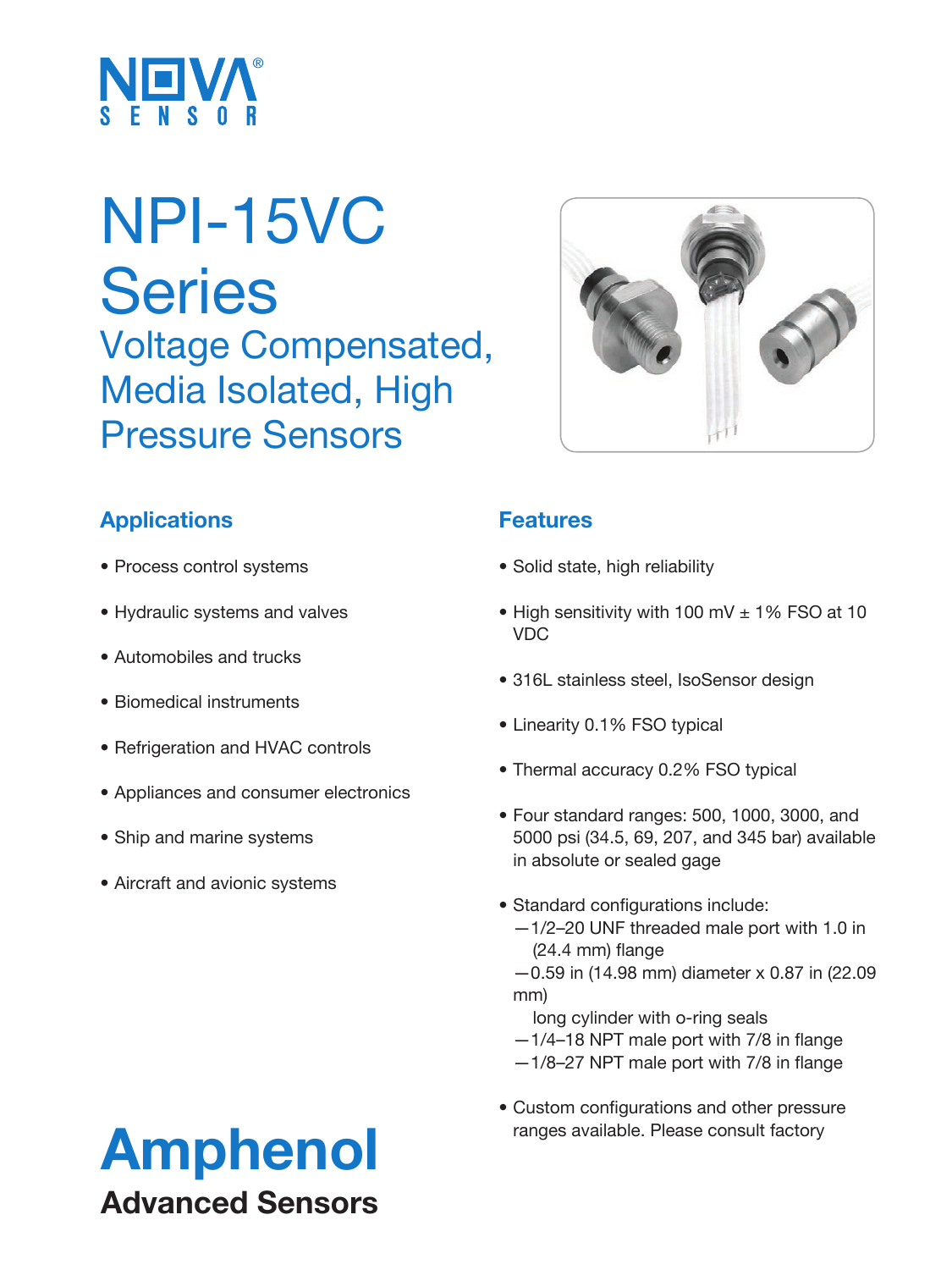NOVA® SENSOR

# NPI-15VC Series

## Voltage Compensated, Media Isolated, High Pressure Sensors

### Applications

- Process control systems
- Hydraulic systems and valves
- Automobiles and trucks
- Biomedical instruments
- Refrigeration and HVAC controls
- Appliances and consumer electronics
- Ship and marine systems
- Aircraft and avionic systems

### Features

- Solid state, high reliability
- High sensitivity with 100 mV ± 1% FSO at 10 VDC
- 316L stainless steel, IsoSensor design
- Linearity 0.1% FSO typical
- Thermal accuracy 0.2% FSO typical
- Four standard ranges: 500, 1000, 3000, and 5000 psi (34.5, 69, 207, and 345 bar) available in absolute or sealed gage
- Standard configurations include:
  - —1/2–20 UNF threaded male port with 1.0 in (24.4 mm) flange
  - —0.59 in (14.98 mm) diameter x 0.87 in (22.09 mm) long cylinder with o-ring seals
  - —1/4–18 NPT male port with 7/8 in flange
  - —1/8–27 NPT male port with 7/8 in flange
- Custom configurations and other pressure ranges available. Please consult factory

**Amphenol**
**Advanced Sensors**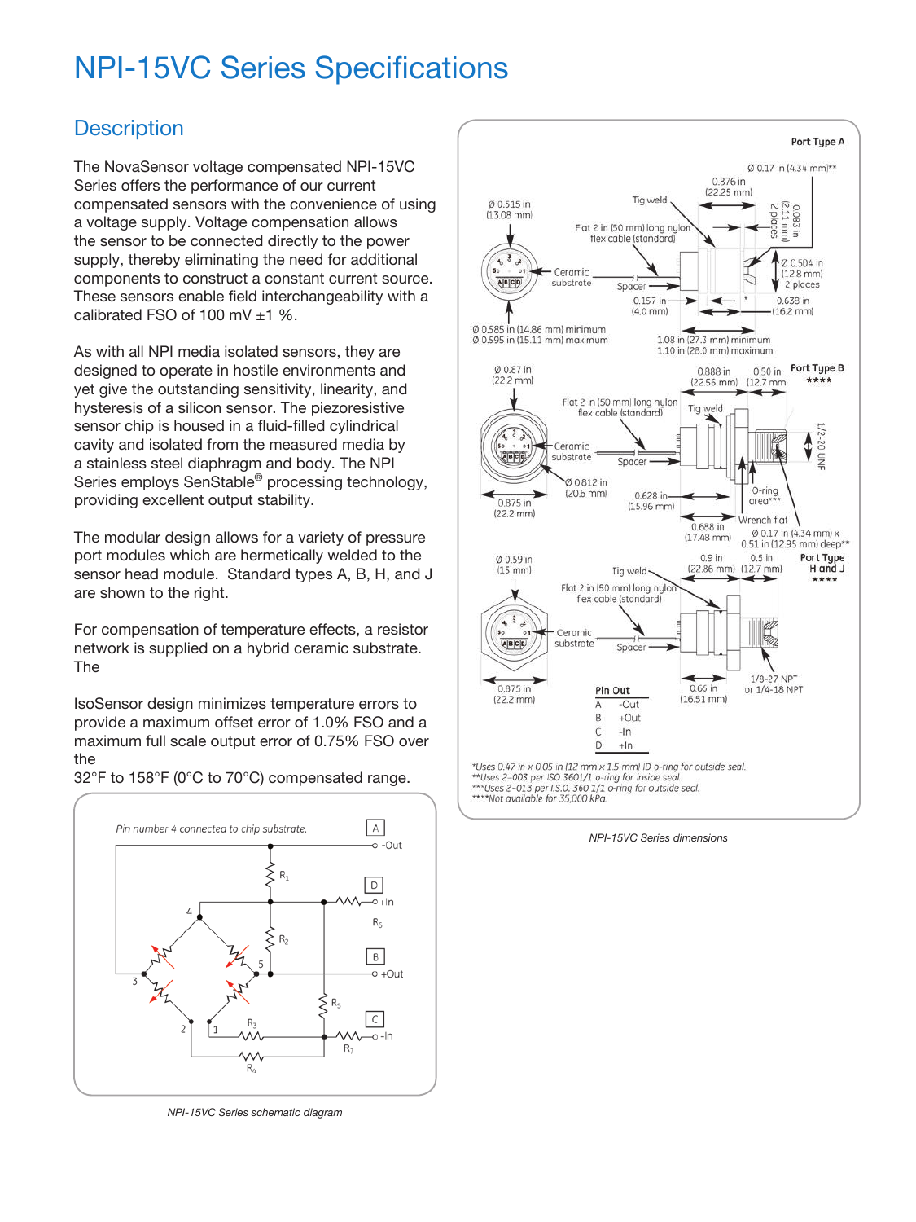# NPI-15VC Series Specifications

## Description

The NovaSensor voltage compensated NPI-15VC Series offers the performance of our current compensated sensors with the convenience of using a voltage supply. Voltage compensation allows the sensor to be connected directly to the power supply, thereby eliminating the need for additional components to construct a constant current source. These sensors enable field interchangeability with a calibrated FSO of 100 mV ±1 %.

As with all NPI media isolated sensors, they are designed to operate in hostile environments and yet give the outstanding sensitivity, linearity, and hysteresis of a silicon sensor. The piezoresistive sensor chip is housed in a fluid-filled cylindrical cavity and isolated from the measured media by a stainless steel diaphragm and body. The NPI Series employs SenStable® processing technology, providing excellent output stability.

The modular design allows for a variety of pressure port modules which are hermetically welded to the sensor head module. Standard types A, B, H, and J are shown to the right.

For compensation of temperature effects, a resistor network is supplied on a hybrid ceramic substrate. The

IsoSensor design minimizes temperature errors to provide a maximum offset error of 1.0% FSO and a maximum full scale output error of 0.75% FSO over the
32°F to 158°F (0°C to 70°C) compensated range.

*NPI-15VC Series schematic diagram*

| Pin Out | |
|---|---|
| A | -Out |
| B | +Out |
| C | -In |
| D | +In |

*Uses 0.47 in x 0.05 in (12 mm x 1.5 mm) ID o-ring for outside seal.
**Uses 2-003 per ISO 3601/1 o-ring for inside seal.
***Uses 2-013 per I.S.O. 360 1/1 o-ring for outside seal.
****Not available for 35,000 kPa.

*NPI-15VC Series dimensions*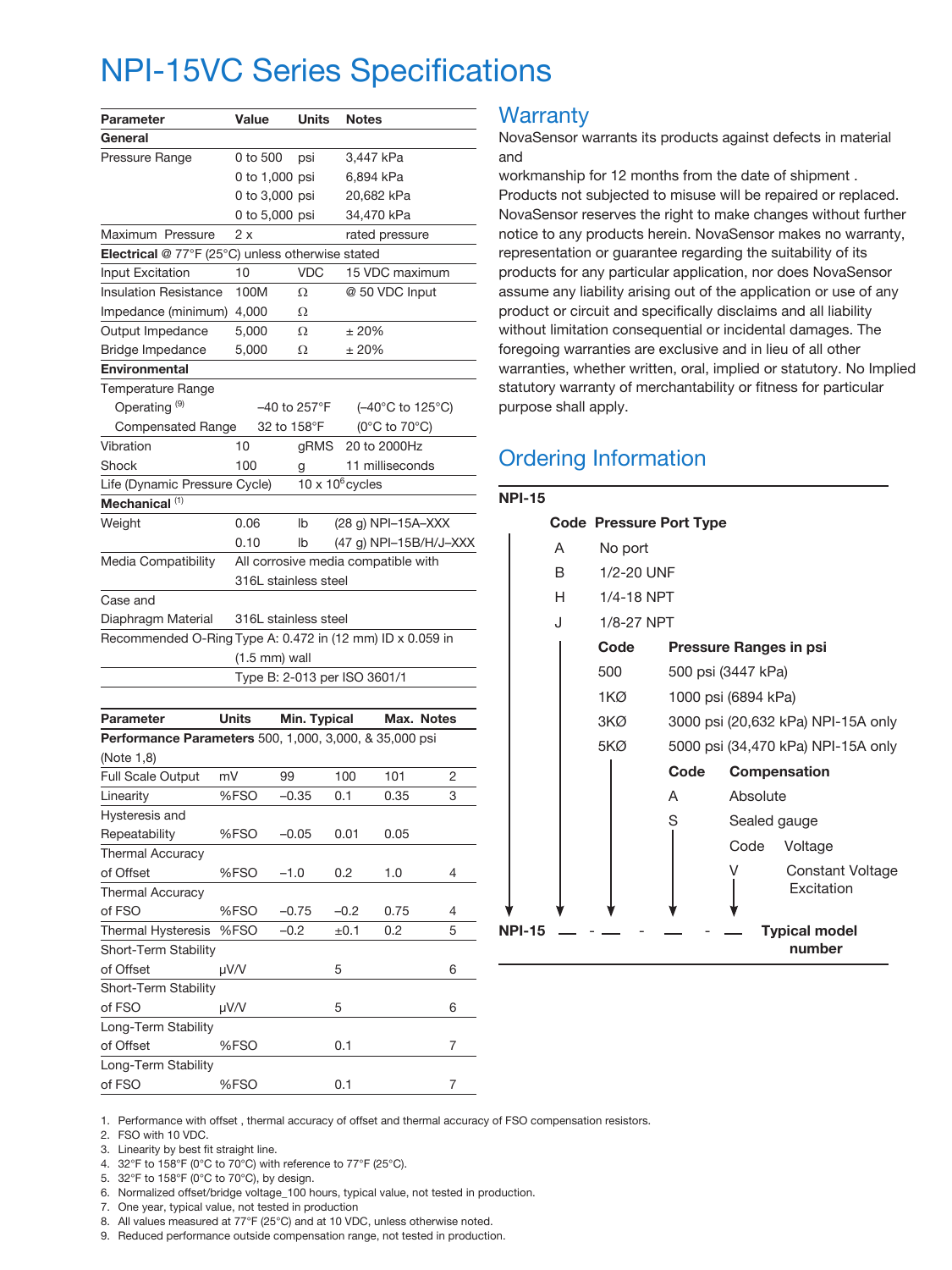# NPI-15VC Series Specifications

| Parameter | Value | Units | Notes |
|---|---|---|---|
| **General** | | | |
| Pressure Range | 0 to 500 | psi | 3,447 kPa |
| | 0 to 1,000 | psi | 6,894 kPa |
| | 0 to 3,000 | psi | 20,682 kPa |
| | 0 to 5,000 | psi | 34,470 kPa |
| Maximum Pressure | 2 x | | rated pressure |
| **Electrical** @ 77°F (25°C) unless otherwise stated | | | |
| Input Excitation | 10 | VDC | 15 VDC maximum |
| Insulation Resistance | 100M | Ω | @ 50 VDC Input |
| Impedance (minimum) | 4,000 | Ω | |
| Output Impedance | 5,000 | Ω | ± 20% |
| Bridge Impedance | 5,000 | Ω | ± 20% |
| **Environmental** | | | |
| Temperature Range | | | |
| Operating [9] | –40 to 257°F | | (–40°C to 125°C) |
| Compensated Range | 32 to 158°F | | (0°C to 70°C) |
| Vibration | 10 | gRMS | 20 to 2000Hz |
| Shock | 100 | g | 11 milliseconds |
| Life (Dynamic Pressure Cycle) | | $10 \times 10^6$ cycles | |
| **Mechanical** [1] | | | |
| Weight | 0.06 | lb | (28 g) NPI–15A–XXX |
| | 0.10 | lb | (47 g) NPI–15B/H/J–XXX |
| Media Compatibility | All corrosive media compatible with 316L stainless steel | | |
| Case and Diaphragm Material | 316L stainless steel | | |
| Recommended O-Ring | Type A: 0.472 in (12 mm) ID x 0.059 in (1.5 mm) wall | | |
| | Type B: 2-013 per ISO 3601/1 | | |

| Parameter | Units | Min. | Typical | Max. | Notes |
|---|---|---|---|---|---|
| **Performance Parameters** 500, 1,000, 3,000, & 35,000 psi (Note 1,8) | | | | | |
| Full Scale Output | mV | 99 | 100 | 101 | 2 |
| Linearity | %FSO | –0.35 | 0.1 | 0.35 | 3 |
| Hysteresis and Repeatability | %FSO | –0.05 | 0.01 | 0.05 | |
| Thermal Accuracy of Offset | %FSO | –1.0 | 0.2 | 1.0 | 4 |
| Thermal Accuracy of FSO | %FSO | –0.75 | –0.2 | 0.75 | 4 |
| Thermal Hysteresis | %FSO | –0.2 | ±0.1 | 0.2 | 5 |
| Short-Term Stability of Offset | μV/V | | 5 | | 6 |
| Short-Term Stability of FSO | μV/V | | 5 | | 6 |
| Long-Term Stability of Offset | %FSO | | 0.1 | | 7 |
| Long-Term Stability of FSO | %FSO | | 0.1 | | 7 |

## Warranty

NovaSensor warrants its products against defects in material and
workmanship for 12 months from the date of shipment . Products not subjected to misuse will be repaired or replaced. NovaSensor reserves the right to make changes without further notice to any products herein. NovaSensor makes no warranty, representation or guarantee regarding the suitability of its products for any particular application, nor does NovaSensor assume any liability arising out of the application or use of any product or circuit and specifically disclaims and all liability without limitation consequential or incidental damages. The foregoing warranties are exclusive and in lieu of all other warranties, whether written, oral, implied or statutory. No Implied statutory warranty of merchantability or fitness for particular purpose shall apply.

## Ordering Information

**NPI-15**

| Code | Pressure Port Type |
|---|---|
| A | No port |
| B | 1/2-20 UNF |
| H | 1/4-18 NPT |
| J | 1/8-27 NPT |

| Code | Pressure Ranges in psi |
|---|---|
| 500 | 500 psi (3447 kPa) |
| 1KØ | 1000 psi (6894 kPa) |
| 3KØ | 3000 psi (20,632 kPa) NPI-15A only |
| 5KØ | 5000 psi (34,470 kPa) NPI-15A only |

| Code | Compensation |
|---|---|
| A | Absolute |
| S | Sealed gauge |

| Code | Voltage |
|---|---|
| V | Constant Voltage Excitation |

**NPI-15 __ - __ - __ - __ Typical model number**

1. Performance with offset , thermal accuracy of offset and thermal accuracy of FSO compensation resistors.
2. FSO with 10 VDC.
3. Linearity by best fit straight line.
4. 32°F to 158°F (0°C to 70°C) with reference to 77°F (25°C).
5. 32°F to 158°F (0°C to 70°C), by design.
6. Normalized offset/bridge voltage_100 hours, typical value, not tested in production.
7. One year, typical value, not tested in production
8. All values measured at 77°F (25°C) and at 10 VDC, unless otherwise noted.
9. Reduced performance outside compensation range, not tested in production.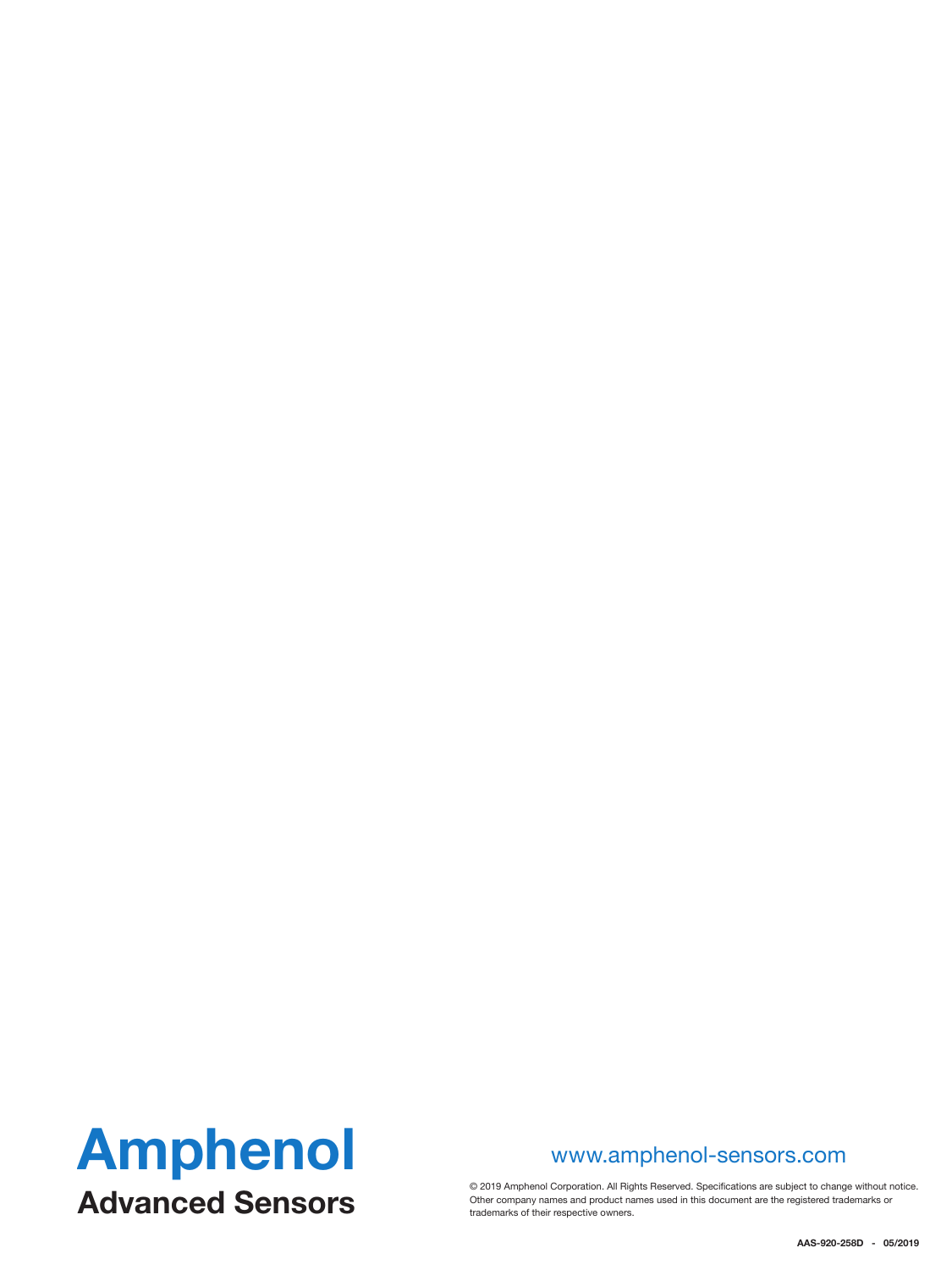**Amphenol**

**Advanced Sensors**

www.amphenol-sensors.com

© 2019 Amphenol Corporation. All Rights Reserved. Specifications are subject to change without notice. Other company names and product names used in this document are the registered trademarks or trademarks of their respective owners.

**AAS-920-258D - 05/2019**